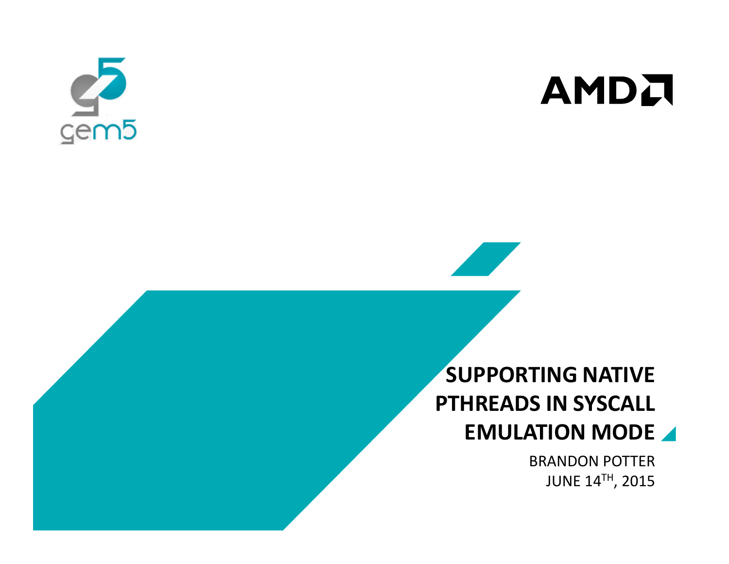# SUPPORTING NATIVE PTHREADS IN SYSCALL EMULATION MODE

BRANDON POTTER
JUNE 14TH, 2015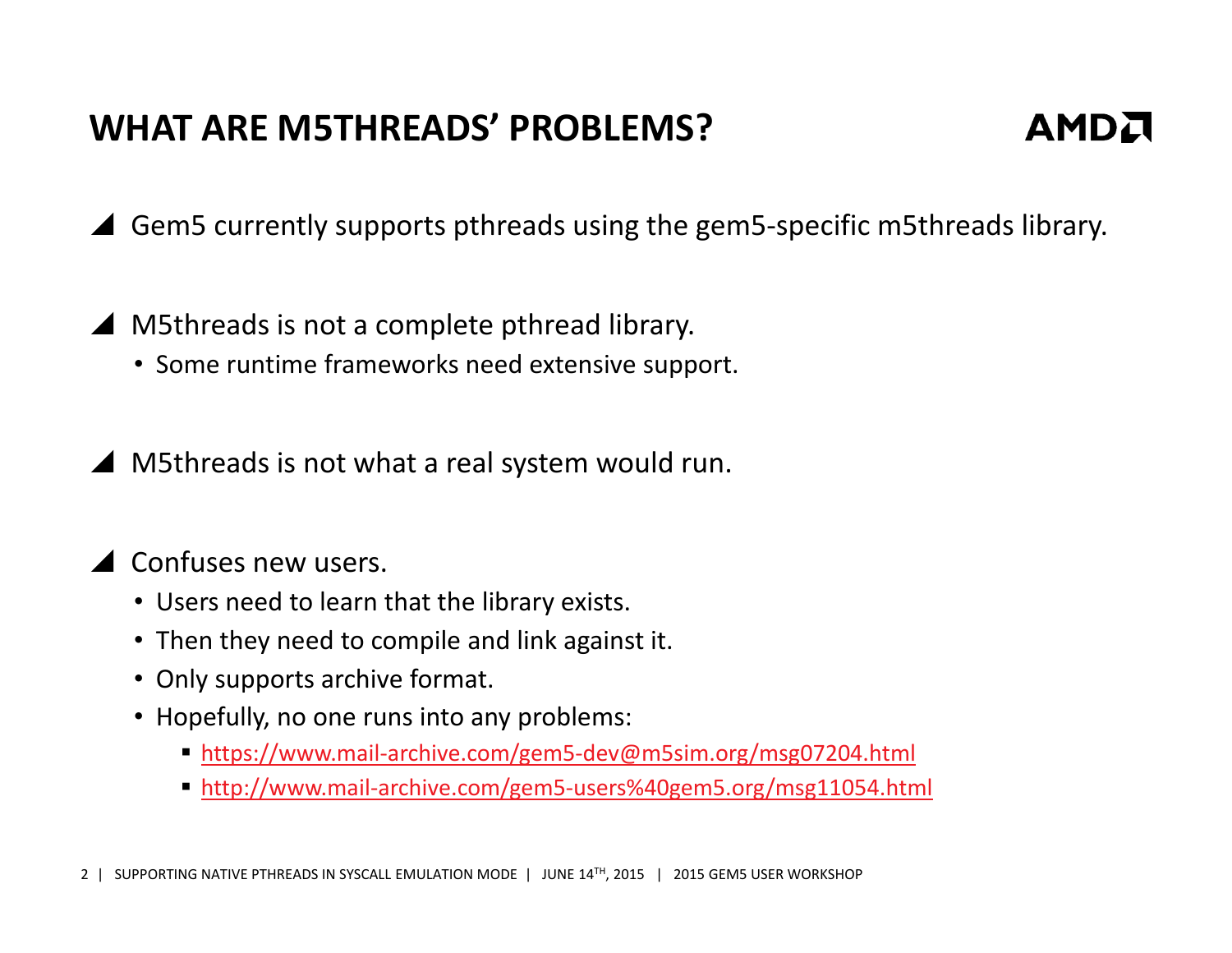# WHAT ARE M5THREADS' PROBLEMS?

- Gem5 currently supports pthreads using the gem5-specific m5threads library.

- M5threads is not a complete pthread library.
  - Some runtime frameworks need extensive support.

- M5threads is not what a real system would run.

- Confuses new users.
  - Users need to learn that the library exists.
  - Then they need to compile and link against it.
  - Only supports archive format.
  - Hopefully, no one runs into any problems:
    - https://www.mail-archive.com/gem5-dev@m5sim.org/msg07204.html
    - http://www.mail-archive.com/gem5-users%40gem5.org/msg11054.html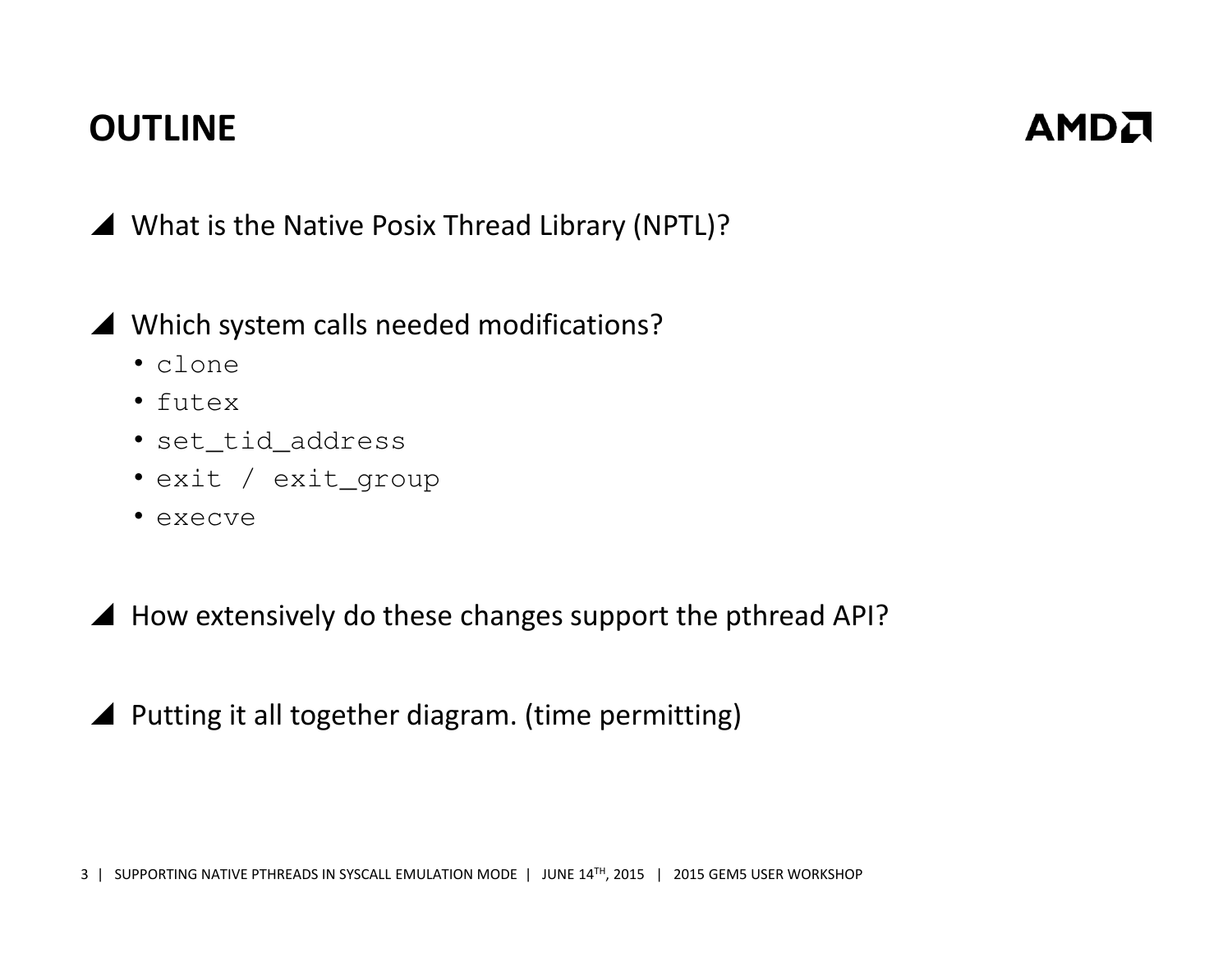# OUTLINE

- What is the Native Posix Thread Library (NPTL)?

- Which system calls needed modifications?
  - `clone`
  - `futex`
  - `set_tid_address`
  - `exit / exit_group`
  - `execve`

- How extensively do these changes support the pthread API?

- Putting it all together diagram. (time permitting)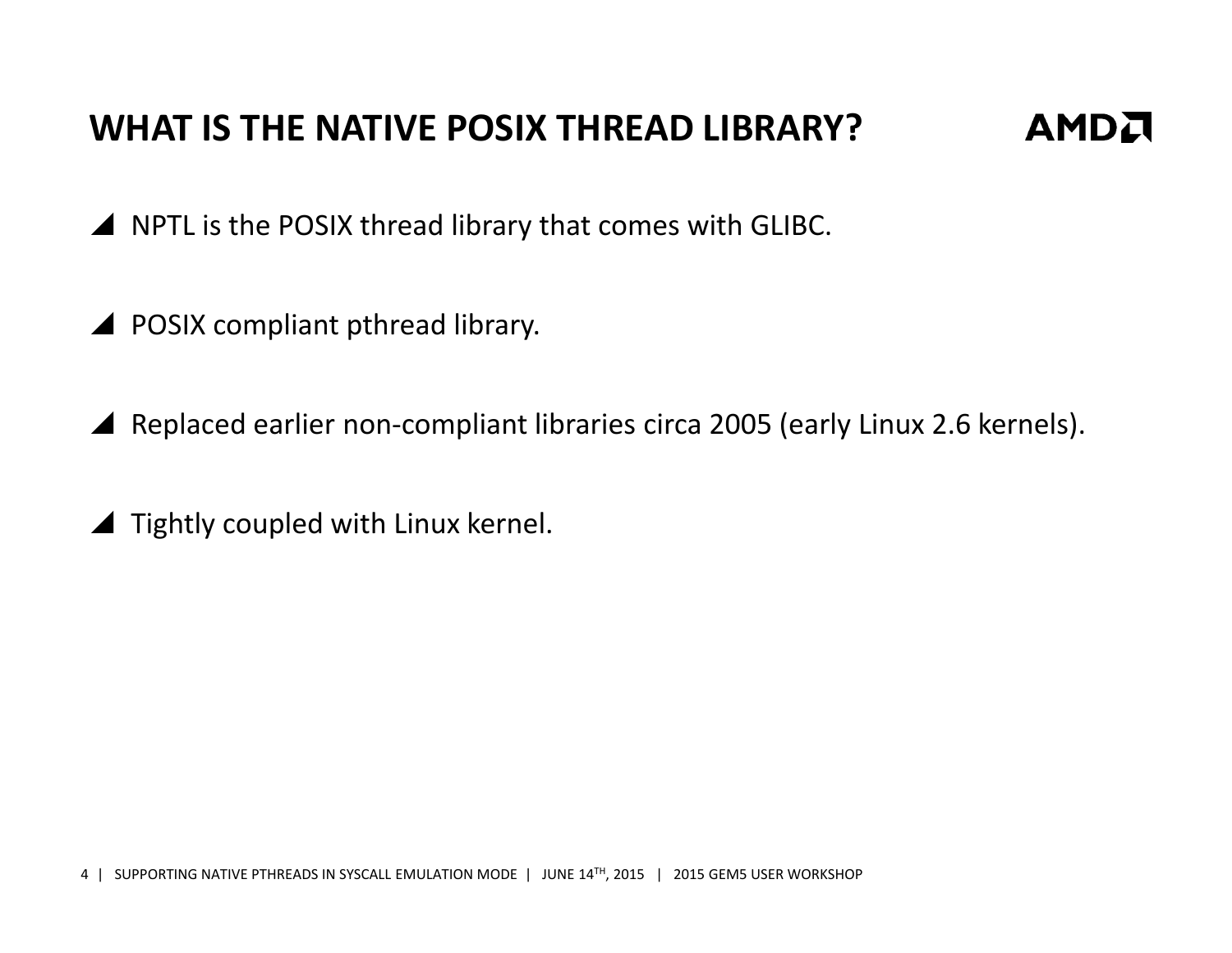# WHAT IS THE NATIVE POSIX THREAD LIBRARY?

- NPTL is the POSIX thread library that comes with GLIBC.
- POSIX compliant pthread library.
- Replaced earlier non-compliant libraries circa 2005 (early Linux 2.6 kernels).
- Tightly coupled with Linux kernel.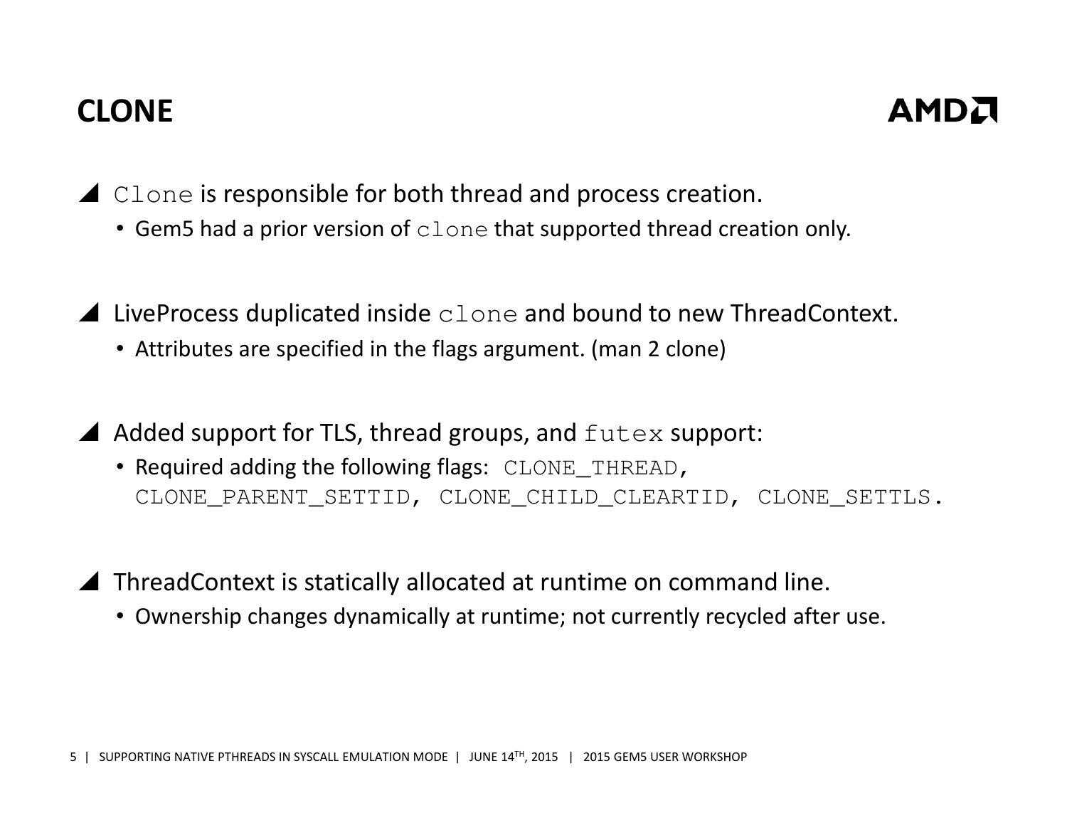# CLONE

- `Clone` is responsible for both thread and process creation.
  - Gem5 had a prior version of `clone` that supported thread creation only.

- LiveProcess duplicated inside `clone` and bound to new ThreadContext.
  - Attributes are specified in the flags argument. (man 2 clone)

- Added support for TLS, thread groups, and `futex` support:
  - Required adding the following flags: `CLONE_THREAD`, `CLONE_PARENT_SETTID`, `CLONE_CHILD_CLEARTID`, `CLONE_SETTLS`.

- ThreadContext is statically allocated at runtime on command line.
  - Ownership changes dynamically at runtime; not currently recycled after use.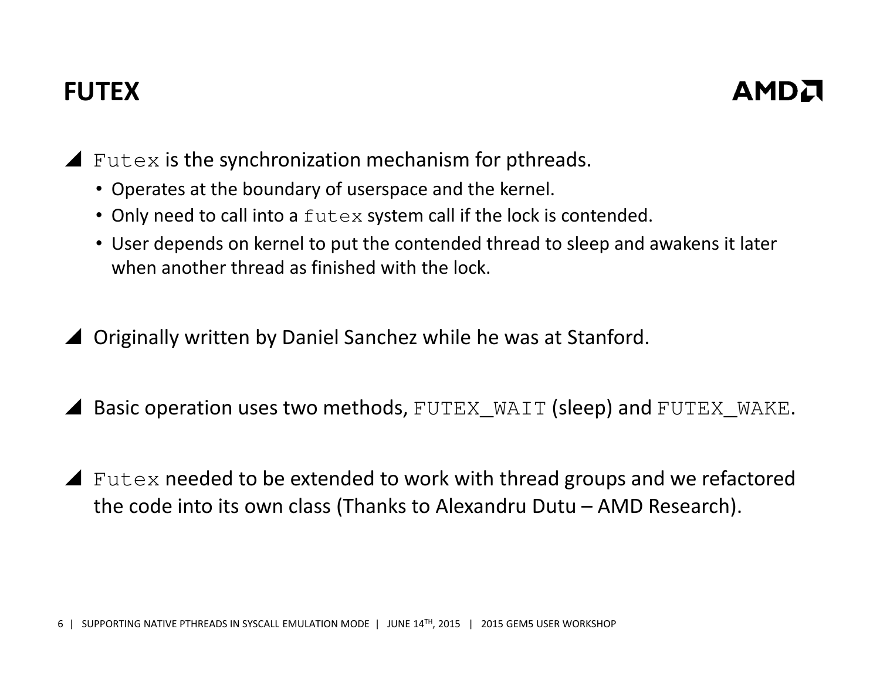# FUTEX

- `Futex` is the synchronization mechanism for pthreads.
  - Operates at the boundary of userspace and the kernel.
  - Only need to call into a `futex` system call if the lock is contended.
  - User depends on kernel to put the contended thread to sleep and awakens it later when another thread as finished with the lock.

- Originally written by Daniel Sanchez while he was at Stanford.

- Basic operation uses two methods, `FUTEX_WAIT` (sleep) and `FUTEX_WAKE`.

- `Futex` needed to be extended to work with thread groups and we refactored the code into its own class (Thanks to Alexandru Dutu – AMD Research).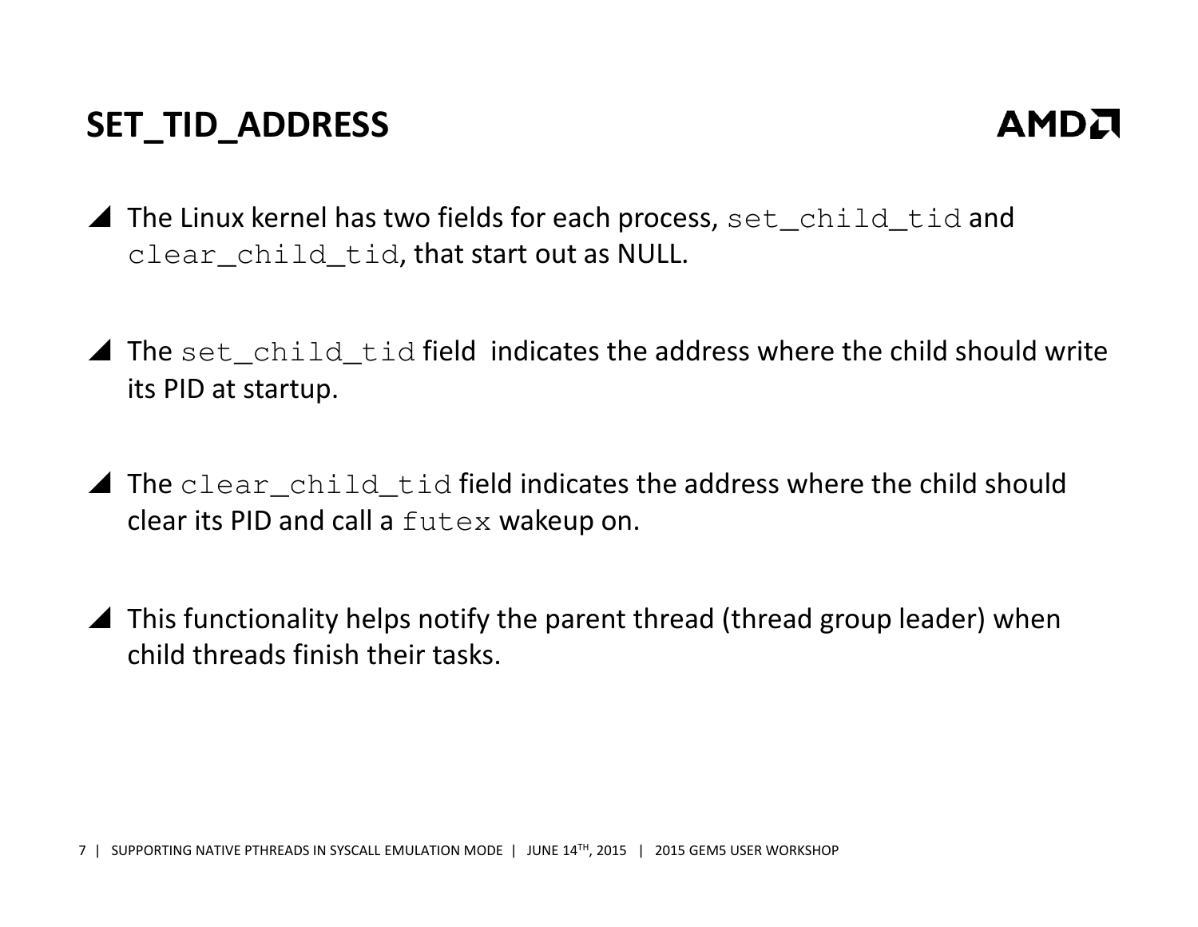# SET_TID_ADDRESS

- The Linux kernel has two fields for each process, `set_child_tid` and `clear_child_tid`, that start out as NULL.
- The `set_child_tid` field indicates the address where the child should write its PID at startup.
- The `clear_child_tid` field indicates the address where the child should clear its PID and call a `futex` wakeup on.
- This functionality helps notify the parent thread (thread group leader) when child threads finish their tasks.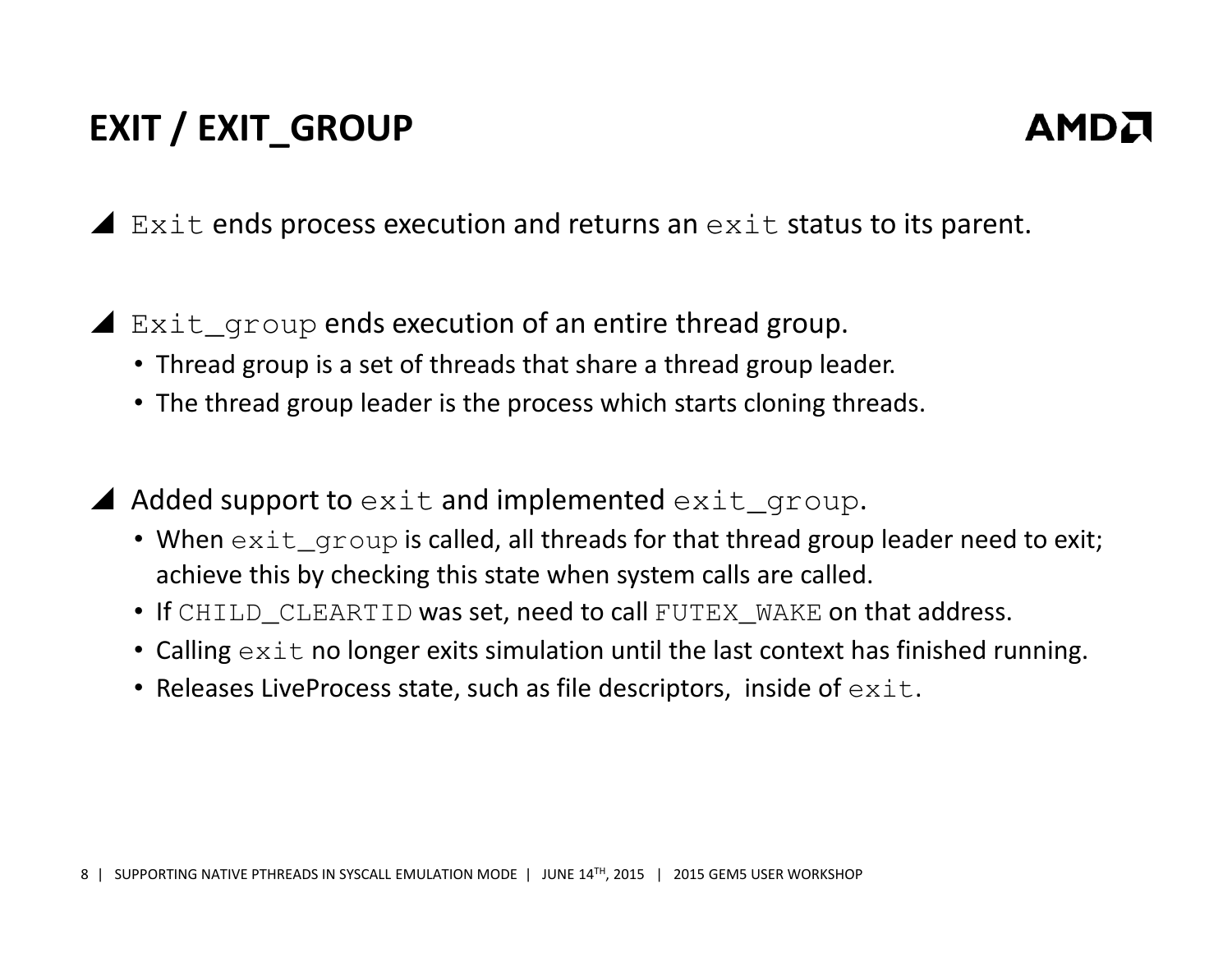# EXIT / EXIT_GROUP

- `Exit` ends process execution and returns an `exit` status to its parent.

- `Exit_group` ends execution of an entire thread group.
  - Thread group is a set of threads that share a thread group leader.
  - The thread group leader is the process which starts cloning threads.

- Added support to `exit` and implemented `exit_group`.
  - When `exit_group` is called, all threads for that thread group leader need to exit; achieve this by checking this state when system calls are called.
  - If `CHILD_CLEARTID` was set, need to call `FUTEX_WAKE` on that address.
  - Calling `exit` no longer exits simulation until the last context has finished running.
  - Releases LiveProcess state, such as file descriptors, inside of `exit`.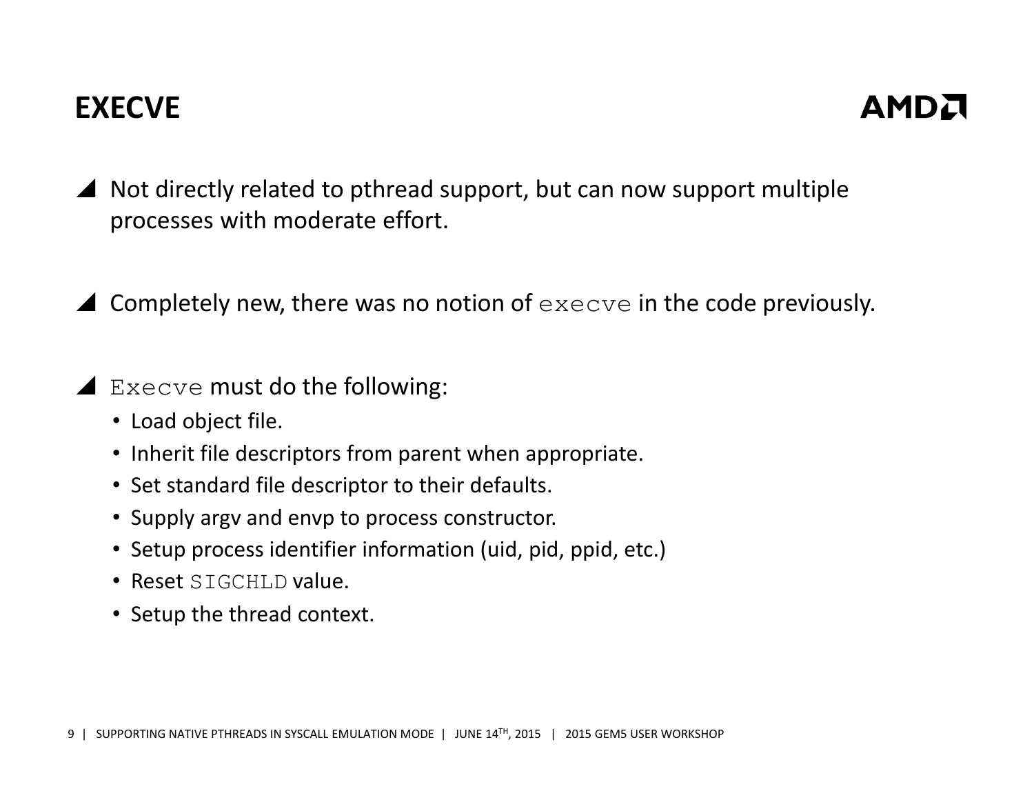# EXECVE

- Not directly related to pthread support, but can now support multiple processes with moderate effort.
- Completely new, there was no notion of `execve` in the code previously.
- `Execve` must do the following:
  - Load object file.
  - Inherit file descriptors from parent when appropriate.
  - Set standard file descriptor to their defaults.
  - Supply argv and envp to process constructor.
  - Setup process identifier information (uid, pid, ppid, etc.)
  - Reset `SIGCHLD` value.
  - Setup the thread context.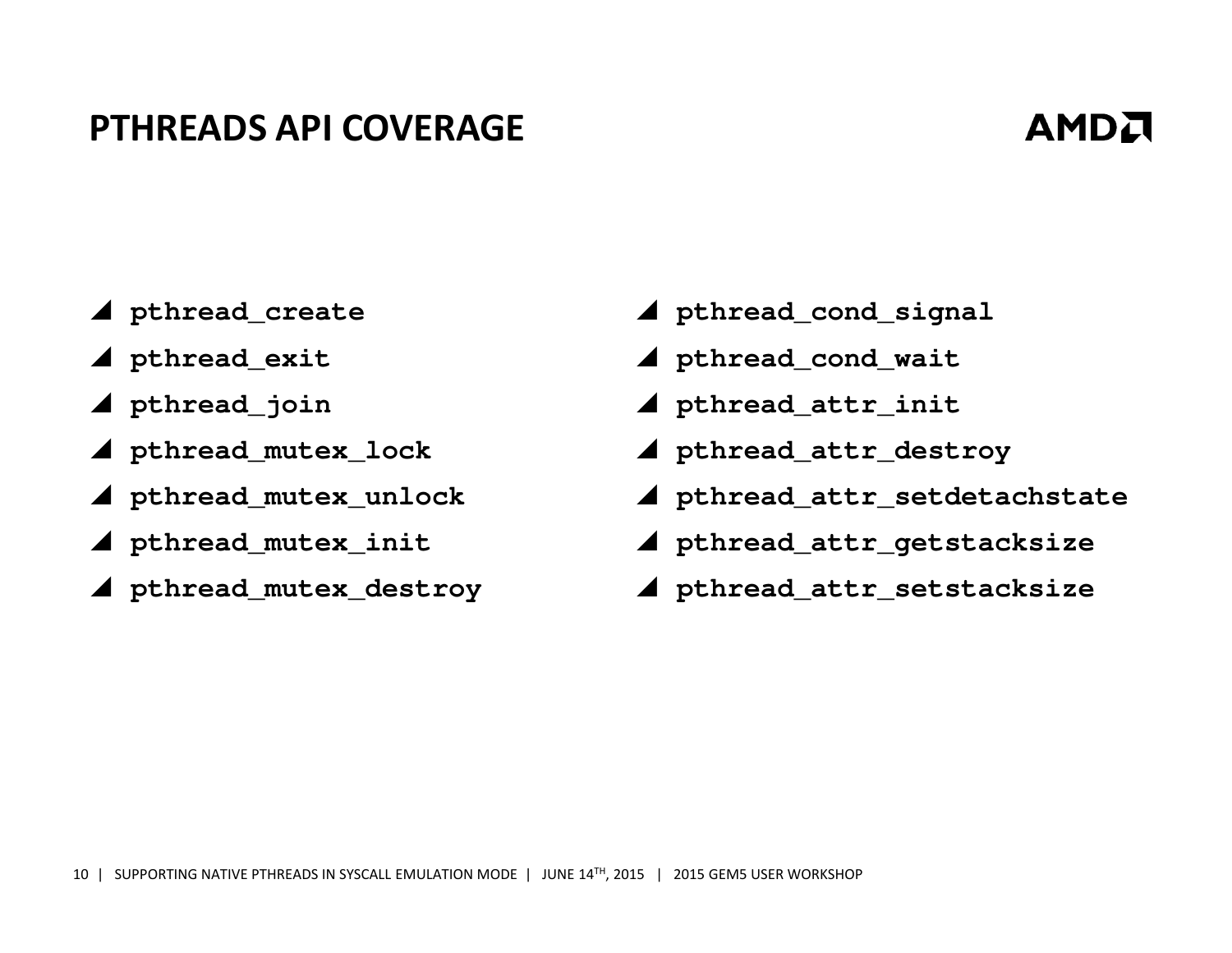# PTHREADS API COVERAGE

- `pthread_create`
- `pthread_exit`
- `pthread_join`
- `pthread_mutex_lock`
- `pthread_mutex_unlock`
- `pthread_mutex_init`
- `pthread_mutex_destroy`
- `pthread_cond_signal`
- `pthread_cond_wait`
- `pthread_attr_init`
- `pthread_attr_destroy`
- `pthread_attr_setdetachstate`
- `pthread_attr_getstacksize`
- `pthread_attr_setstacksize`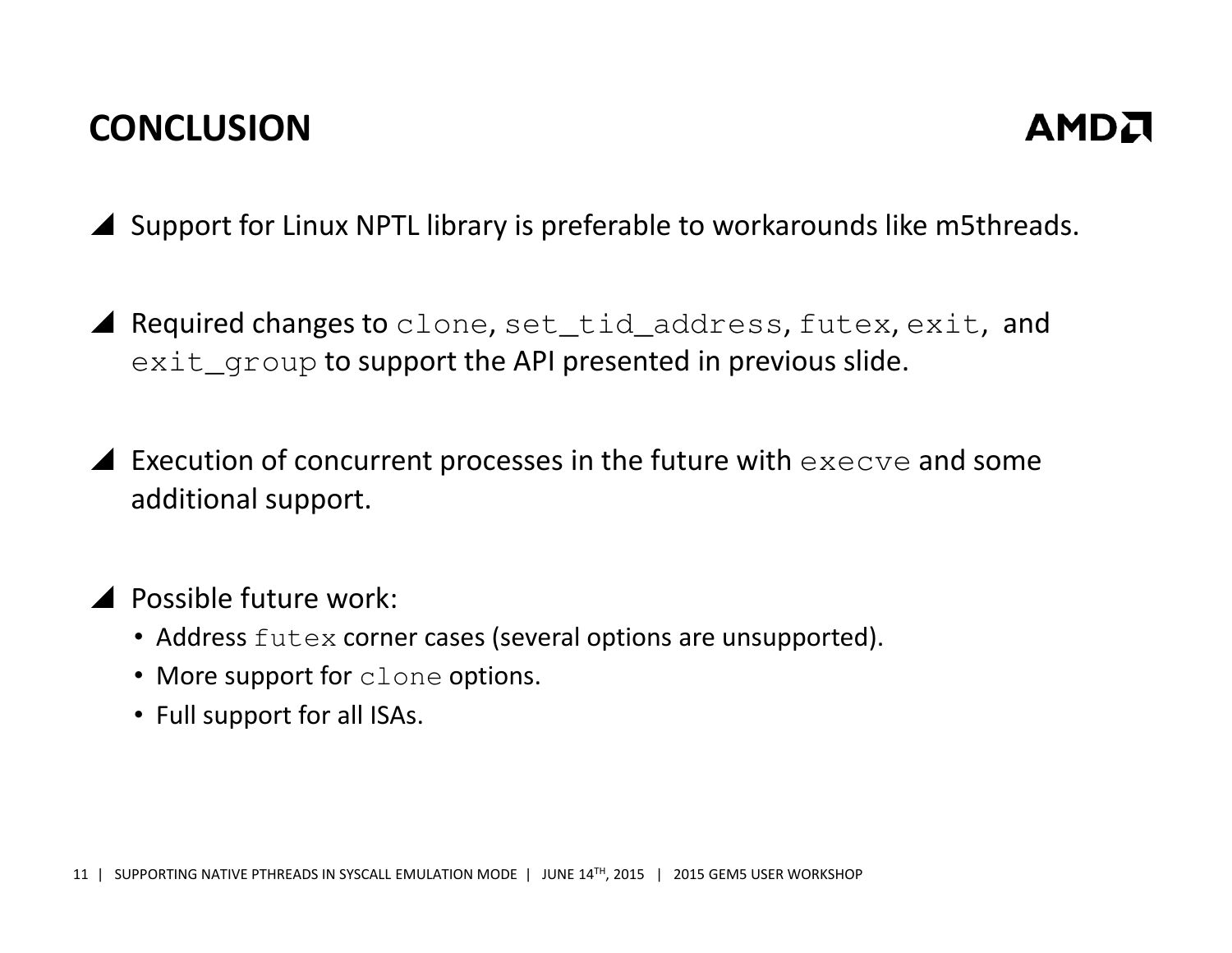# CONCLUSION

- Support for Linux NPTL library is preferable to workarounds like m5threads.
- Required changes to `clone`, `set_tid_address`, `futex`, `exit`, and `exit_group` to support the API presented in previous slide.
- Execution of concurrent processes in the future with `execve` and some additional support.
- Possible future work:
  - Address `futex` corner cases (several options are unsupported).
  - More support for `clone` options.
  - Full support for all ISAs.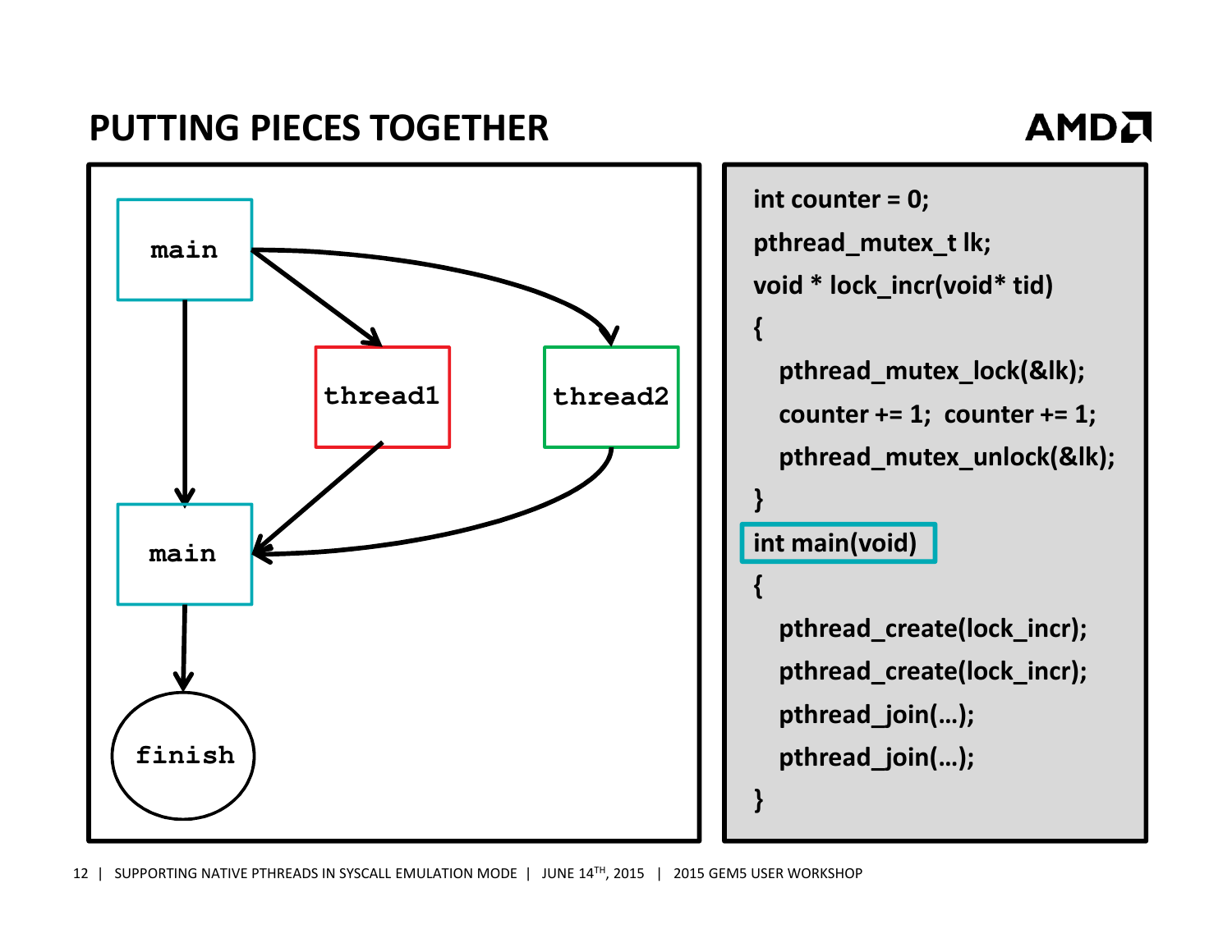# PUTTING PIECES TOGETHER

main → thread1, main → thread2, main → main; thread1 → main, thread2 → main; main → finish

```
int counter = 0;
pthread_mutex_t lk;
void * lock_incr(void* tid)
{
   pthread_mutex_lock(&lk);
   counter += 1;  counter += 1;
   pthread_mutex_unlock(&lk);
}
int main(void)
{
   pthread_create(lock_incr);
   pthread_create(lock_incr);
   pthread_join(…);
   pthread_join(…);
}
```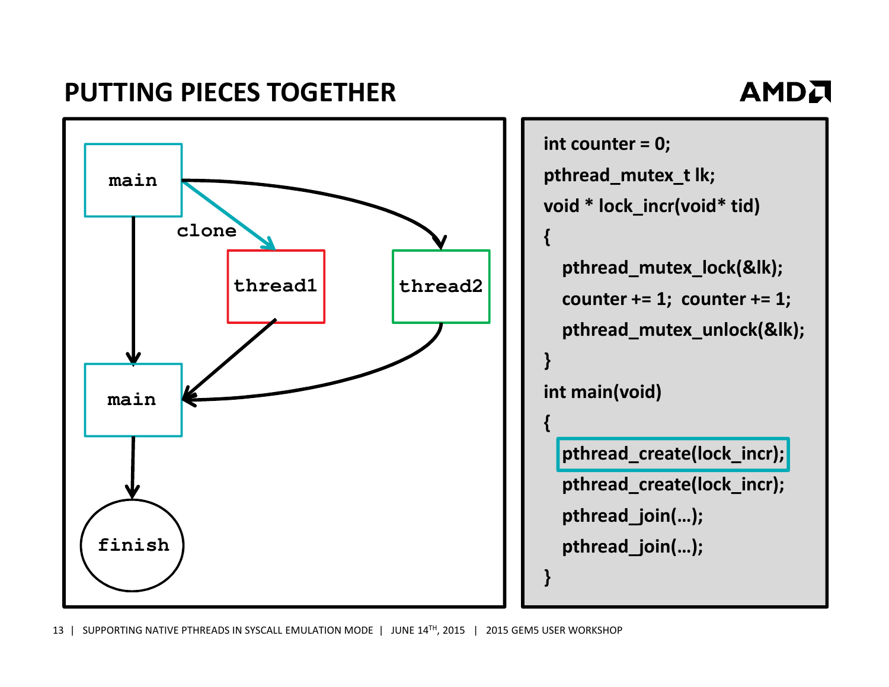# PUTTING PIECES TOGETHER

main

clone

thread1

thread2

main

finish

```
int counter = 0;
pthread_mutex_t lk;
void * lock_incr(void* tid)
{
   pthread_mutex_lock(&lk);
   counter += 1;  counter += 1;
   pthread_mutex_unlock(&lk);
}
int main(void)
{
   pthread_create(lock_incr);
   pthread_create(lock_incr);
   pthread_join(…);
   pthread_join(…);
}
```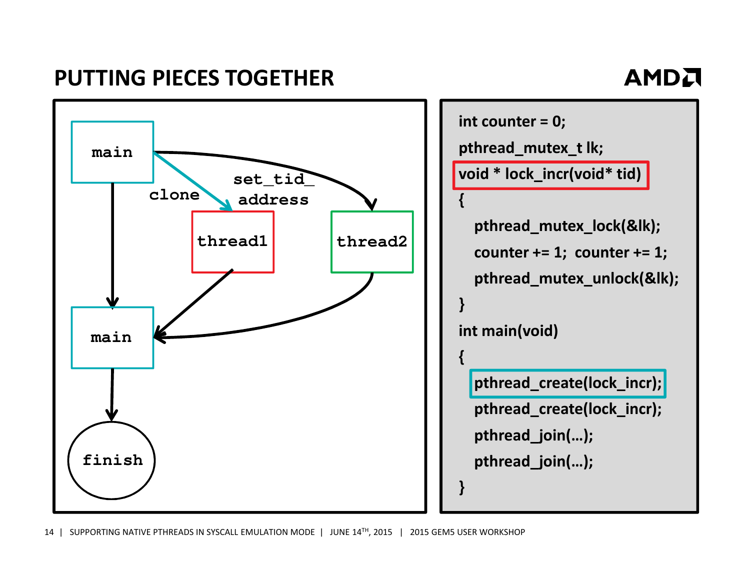# PUTTING PIECES TOGETHER

main

clone

set_tid_address

thread1

thread2

main

finish

```
int counter = 0;
pthread_mutex_t lk;
void * lock_incr(void* tid)
{
    pthread_mutex_lock(&lk);
    counter += 1;  counter += 1;
    pthread_mutex_unlock(&lk);
}
int main(void)
{
    pthread_create(lock_incr);
    pthread_create(lock_incr);
    pthread_join(…);
    pthread_join(…);
}
```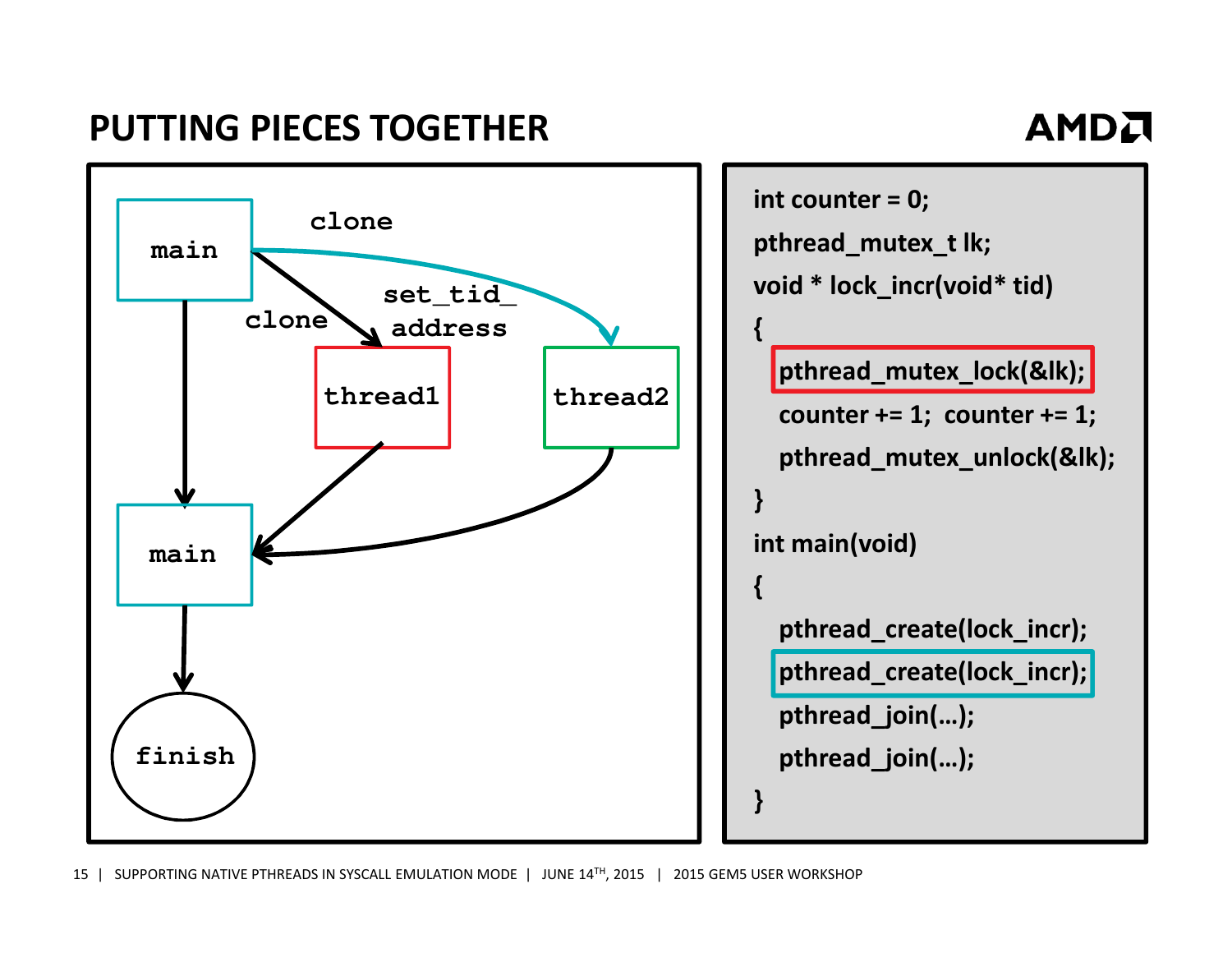# PUTTING PIECES TOGETHER

main → clone → thread1 (set_tid_address)

main → clone → thread2

main → finish

```
int counter = 0;
pthread_mutex_t lk;
void * lock_incr(void* tid)
{
   pthread_mutex_lock(&lk);
   counter += 1;  counter += 1;
   pthread_mutex_unlock(&lk);
}
int main(void)
{
   pthread_create(lock_incr);
   pthread_create(lock_incr);
   pthread_join(…);
   pthread_join(…);
}
```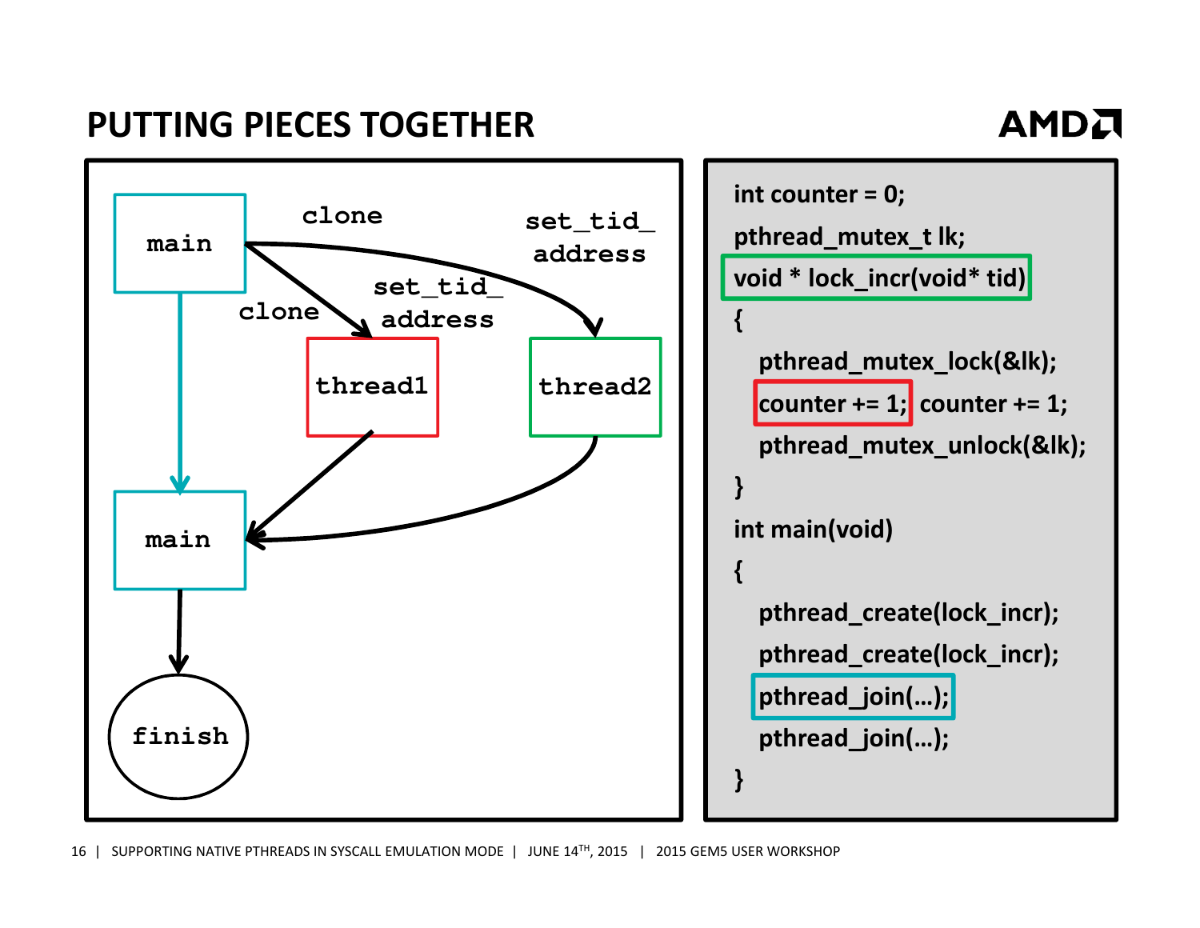# PUTTING PIECES TOGETHER

main → clone → thread1 (set_tid_address)

main → clone → thread2 (set_tid_address)

main → main

thread1 → main

thread2 → main

main → finish

```
int counter = 0;
pthread_mutex_t lk;
void * lock_incr(void* tid)
{
    pthread_mutex_lock(&lk);
    counter += 1; counter += 1;
    pthread_mutex_unlock(&lk);
}
int main(void)
{
    pthread_create(lock_incr);
    pthread_create(lock_incr);
    pthread_join(…);
    pthread_join(…);
}
```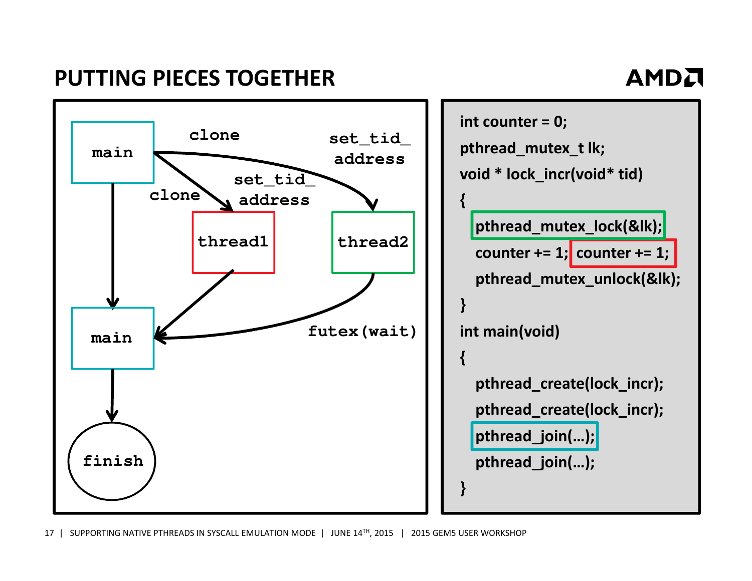# PUTTING PIECES TOGETHER

main → (clone, set_tid_address) → thread1
main → (clone, set_tid_address) → thread2
main → main
thread1 → main
thread2 → (futex(wait)) → main
main → finish

```
int counter = 0;
pthread_mutex_t lk;
void * lock_incr(void* tid)
{
   pthread_mutex_lock(&lk);
   counter += 1; counter += 1;
   pthread_mutex_unlock(&lk);
}
int main(void)
{
   pthread_create(lock_incr);
   pthread_create(lock_incr);
   pthread_join(…);
   pthread_join(…);
}
```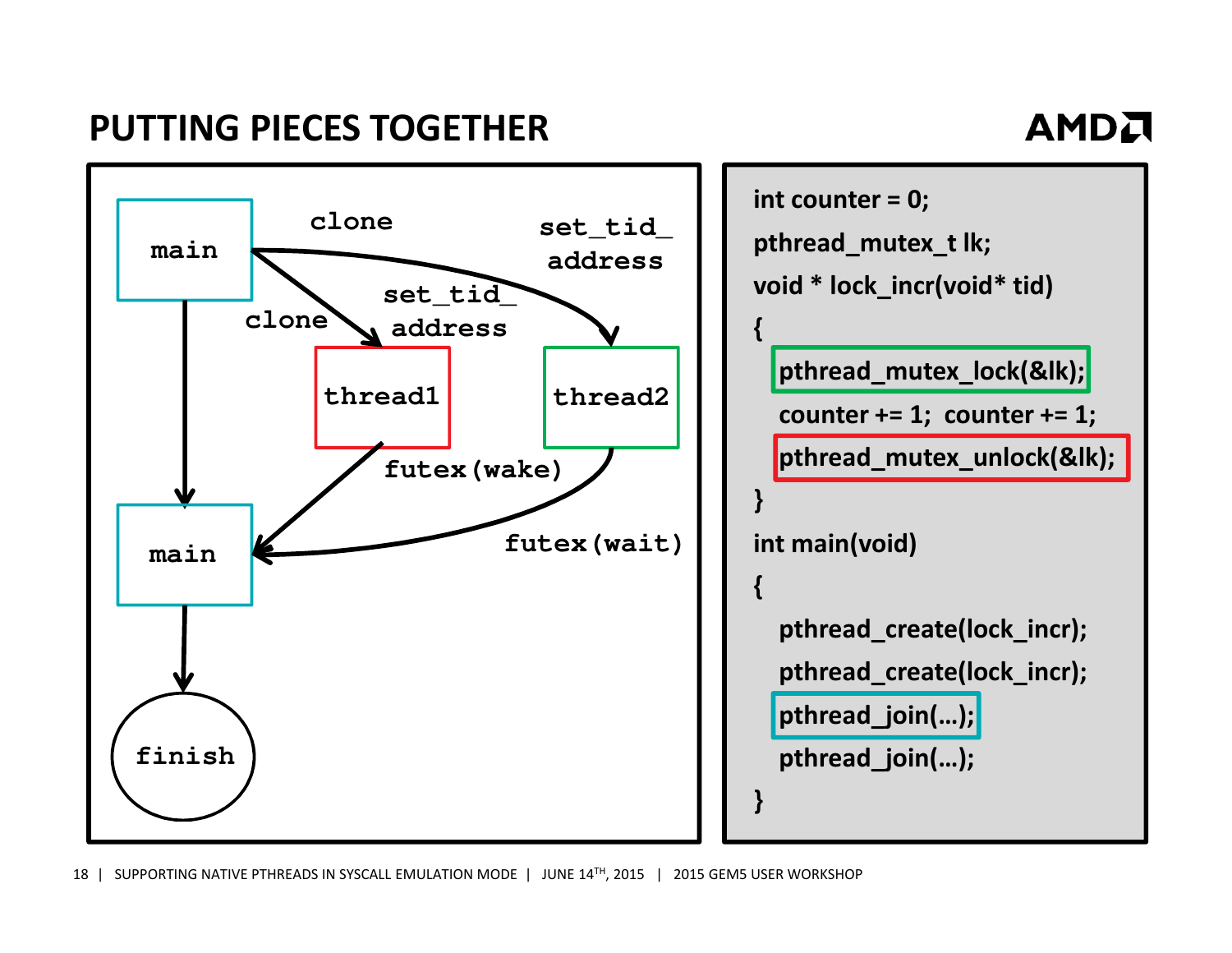# PUTTING PIECES TOGETHER

main → (clone, set_tid_address) → thread1
main → (clone, set_tid_address) → thread2
main → main
thread1 → futex(wake) → main
thread2 → futex(wait) → main
main → finish

```
int counter = 0;
pthread_mutex_t lk;
void * lock_incr(void* tid)
{
  pthread_mutex_lock(&lk);
  counter += 1;  counter += 1;
  pthread_mutex_unlock(&lk);
}
int main(void)
{
  pthread_create(lock_incr);
  pthread_create(lock_incr);
  pthread_join(…);
  pthread_join(…);
}
```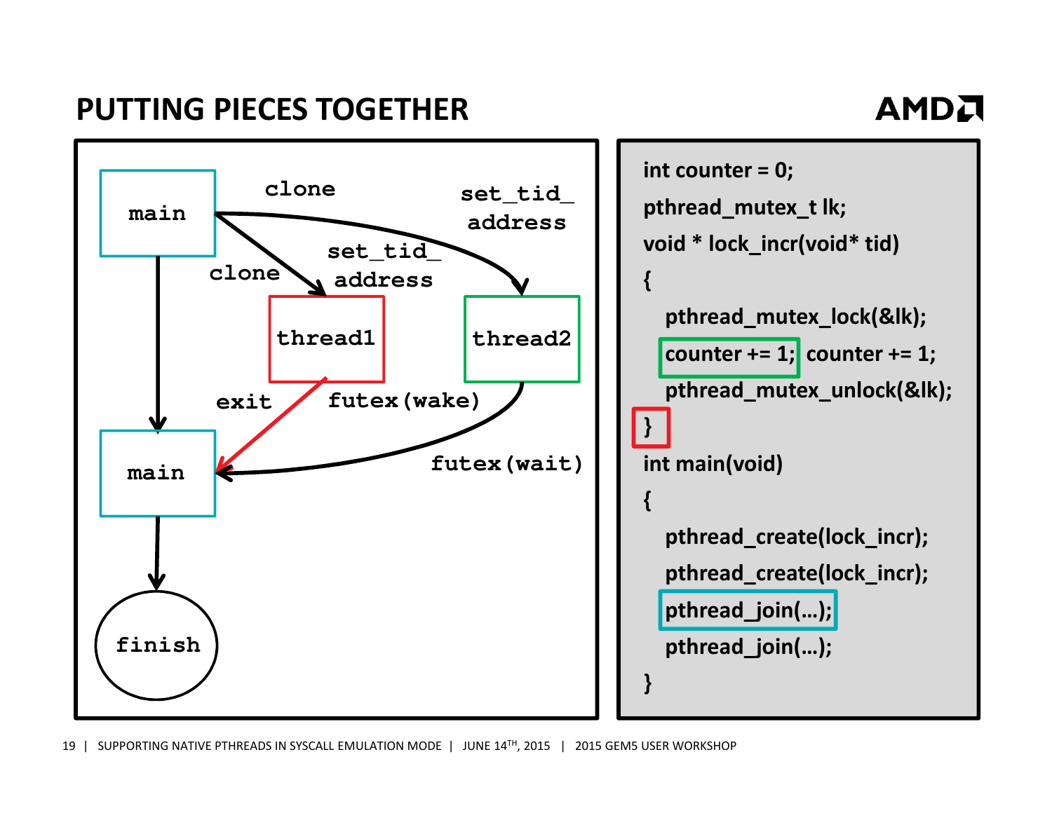# PUTTING PIECES TOGETHER

main → clone → thread1
main → clone → thread2
set_tid_address
set_tid_address

thread1 → exit, futex(wake) → main
thread2 → futex(wait) → main
main → main → finish

```
int counter = 0;
pthread_mutex_t lk;
void * lock_incr(void* tid)
{
    pthread_mutex_lock(&lk);
    counter += 1; counter += 1;
    pthread_mutex_unlock(&lk);
}
int main(void)
{
    pthread_create(lock_incr);
    pthread_create(lock_incr);
    pthread_join(…);
    pthread_join(…);
}
```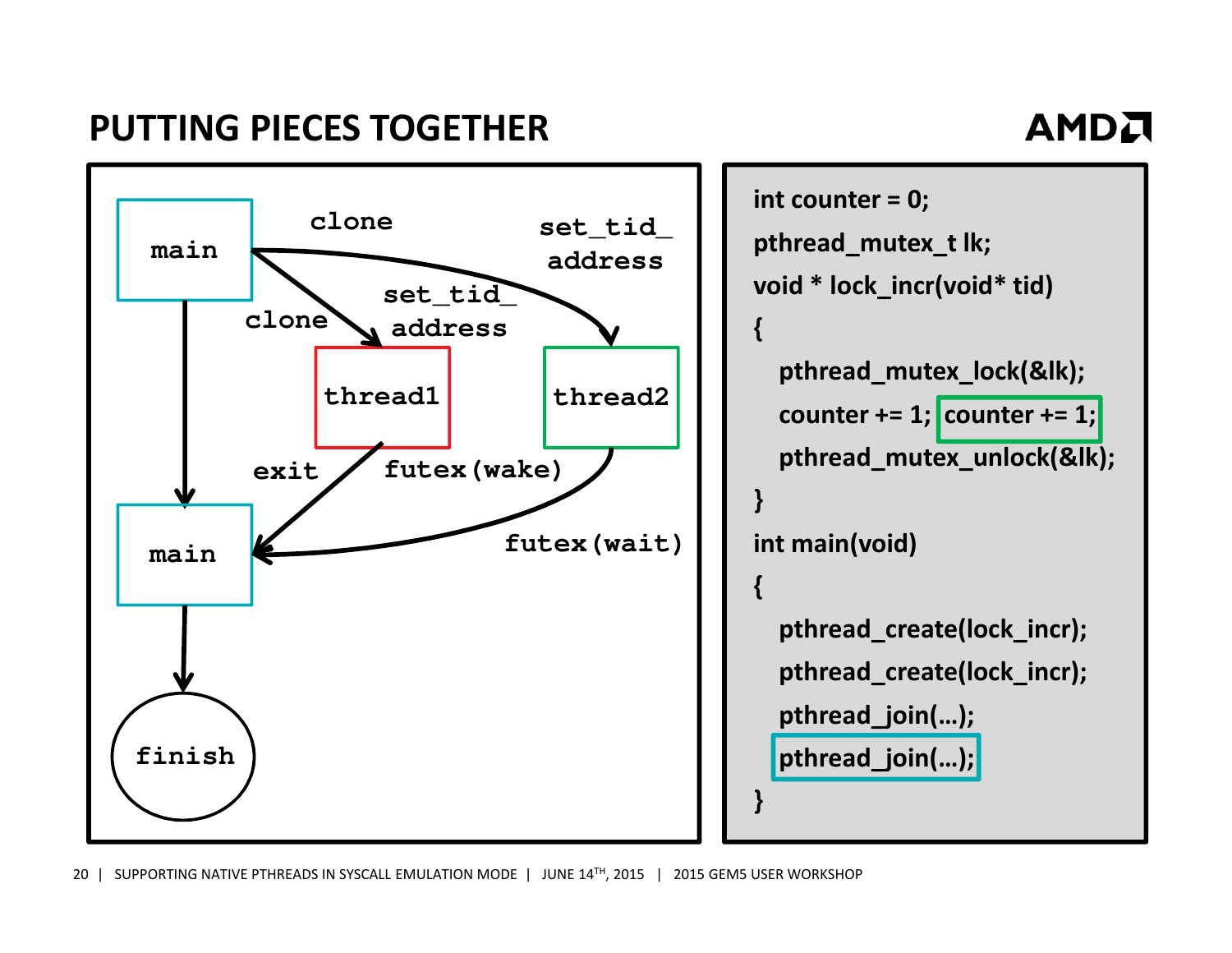# PUTTING PIECES TOGETHER

main → (clone, set_tid_address) → thread1
main → (clone, set_tid_address) → thread2
thread1 → (exit, futex(wake)) → main
thread2 → (futex(wait)) → main
main → main → finish

```
int counter = 0;
pthread_mutex_t lk;
void * lock_incr(void* tid)
{
    pthread_mutex_lock(&lk);
    counter += 1; counter += 1;
    pthread_mutex_unlock(&lk);
}
int main(void)
{
    pthread_create(lock_incr);
    pthread_create(lock_incr);
    pthread_join(…);
    pthread_join(…);
}
```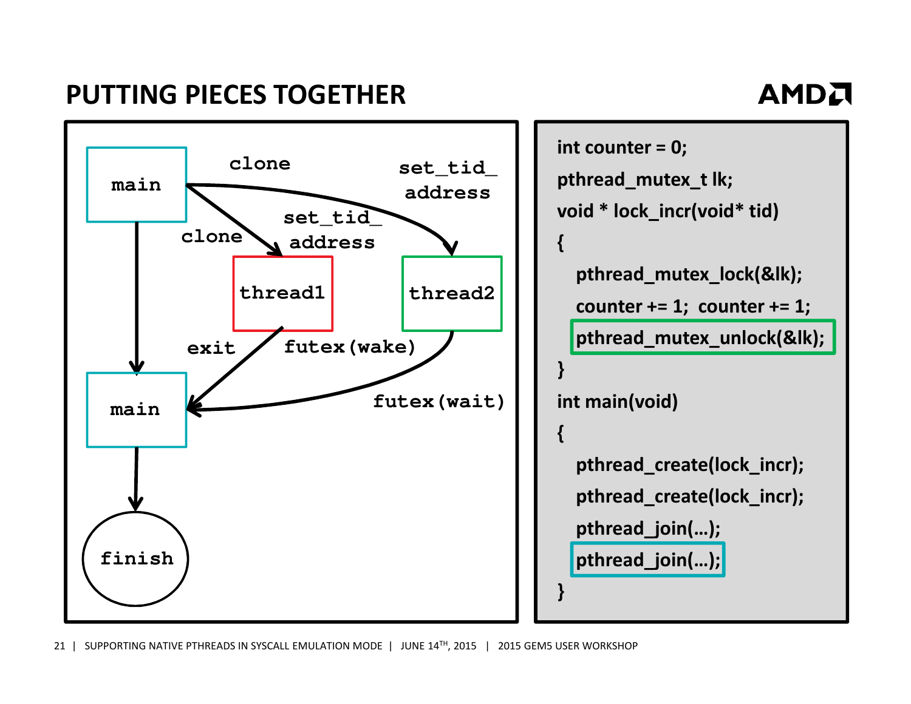# PUTTING PIECES TOGETHER

main → (clone, set_tid_address) → thread1
main → (clone, set_tid_address) → thread2
thread1 → (exit, futex(wake)) → main
thread2 → (futex(wait)) → main
main → main
main → finish

```
int counter = 0;
pthread_mutex_t lk;
void * lock_incr(void* tid)
{
   pthread_mutex_lock(&lk);
   counter += 1;  counter += 1;
   pthread_mutex_unlock(&lk);
}
int main(void)
{
   pthread_create(lock_incr);
   pthread_create(lock_incr);
   pthread_join(…);
   pthread_join(…);
}
```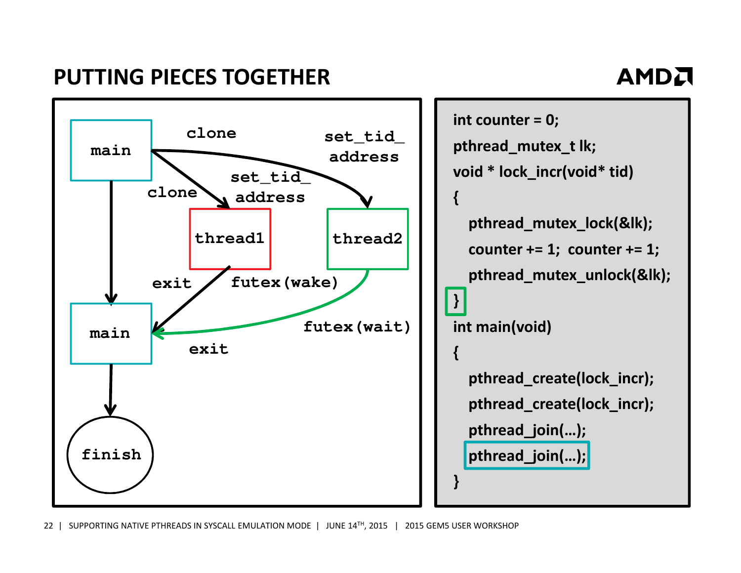# PUTTING PIECES TOGETHER

main → (clone, set_tid_address) → thread1
main → (clone, set_tid_address) → thread2
thread1 → (exit, futex(wake)) → main
thread2 → (futex(wait), exit) → main
main → finish

```
int counter = 0;
pthread_mutex_t lk;
void * lock_incr(void* tid)
{
   pthread_mutex_lock(&lk);
   counter += 1;  counter += 1;
   pthread_mutex_unlock(&lk);
}
int main(void)
{
   pthread_create(lock_incr);
   pthread_create(lock_incr);
   pthread_join(…);
   pthread_join(…);
}
```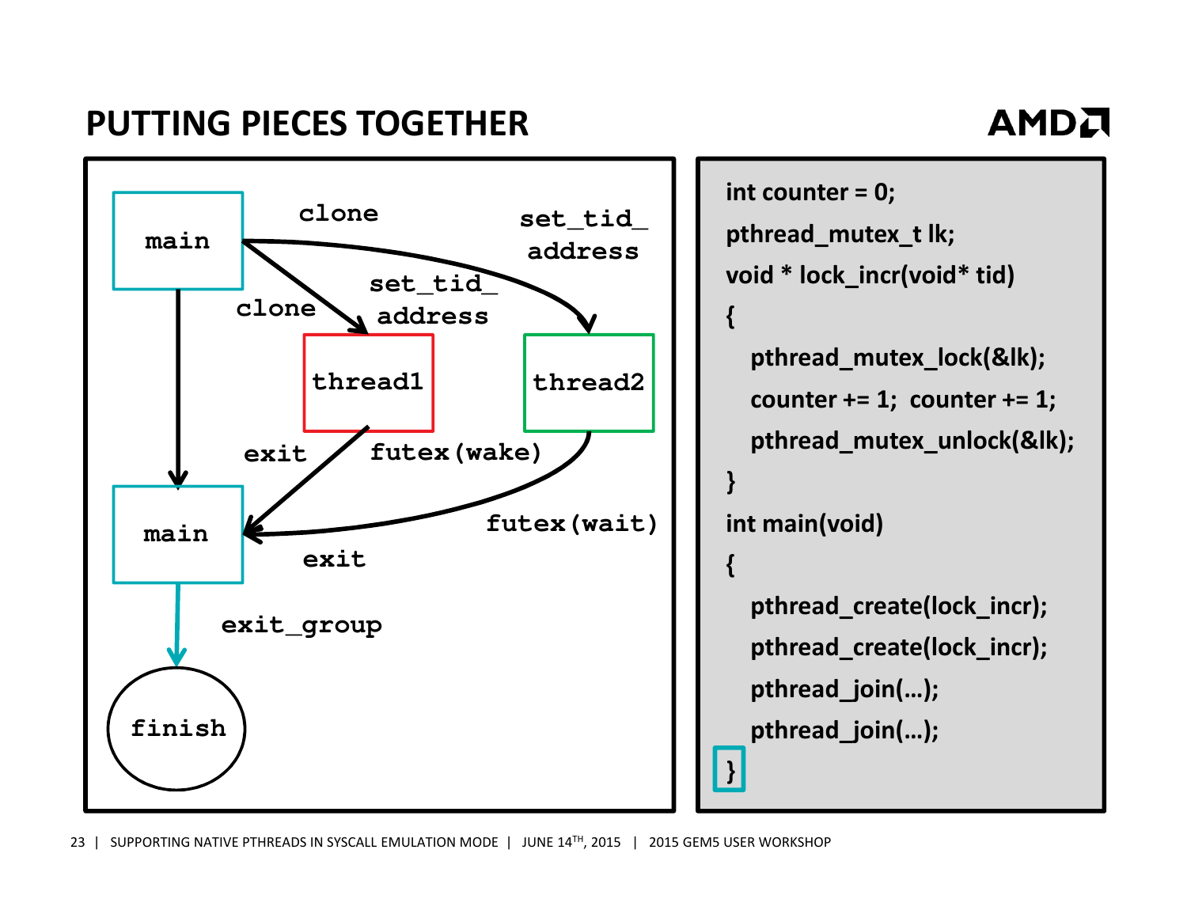# PUTTING PIECES TOGETHER

main
clone
set_tid_
address
clone
set_tid_
address
thread1
thread2
exit
futex(wake)
futex(wait)
main
exit
exit_group
finish

```
int counter = 0;
pthread_mutex_t lk;
void * lock_incr(void* tid)
{
    pthread_mutex_lock(&lk);
    counter += 1;  counter += 1;
    pthread_mutex_unlock(&lk);
}
int main(void)
{
    pthread_create(lock_incr);
    pthread_create(lock_incr);
    pthread_join(…);
    pthread_join(…);
}
```